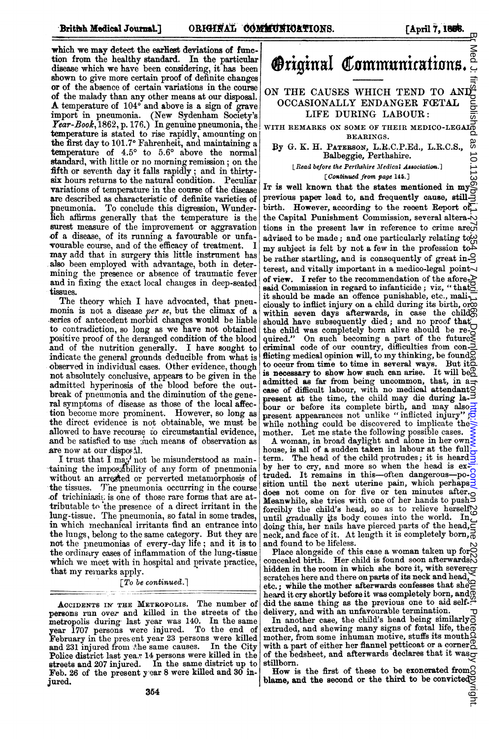which we may detect the earliest deviations of function from the healthy standard. In the particular disease which we have been considering, it has been shown to give more certain proof of definite changes or of the absence of certain variations in the course of the malady than any other means at our disposal. A temperature of 104° and above is a sign of grave import in pneumonia. (New Sydenham Society's *Year-Book*, 1862, p. 176.) In genuine pneumonia, the temperature is stated to rise rapidly, amounting on the first day to 101.7° Fahrenheit, and maintaining a temperature of 4.5° to 5.6° above the normal standard, with little or no morning remission; on the fifth or seventh day it falls rapidly; and in thirty-six hours returns to the natural condition. Peculiar variations of temperature in the course of the disease are described as characteristic of definite varieties of pneumonia. To conclude this digression, Wunderlich affirms generally that the temperature is the surest measure of the improvement or aggravation of a disease, of its running a favourable or unfavourable course, and of the efficacy of treatment. I may add that in surgery this little instrument has also been employed with advantage, both in determining the presence or absence of traumatic fever and in fixing the exact local changes in deep-seated tissues.

The theory which I have advocated, that pneumonia is not a disease *per se*, but the climax of a series of antecedent morbid changes would be liable to contradiction, so long as we have not obtained positive proof of the deranged condition of the blood and of the nutrition generally. I have sought to indicate the general grounds deducible from what is observed in individual cases. Other evidence, though not absolutely conclusive, appears to be given in the admitted hyperinosis of the blood before the outbreak of pneumonia and the diminution of the general symptoms of disease as those of the local affection become more prominent. However, so long as the direct evidence is not obtainable, we must be allowed to have recourse to circumstantial evidence, and be satisfied to use such means of observation as are now at our disposal.

I trust that I may not be misunderstood as maintaining the impossibility of any form of pneumonia without an arrested or perverted metamorphosis of the tissues. The pneumonia occurring in the course of trichiniasis is one of those rare forms that are attributable to the presence of a direct irritant in the lung-tissue. The pneumonia, so fatal in some trades, in which mechanical irritants find an entrance into the lungs, belong to the same category. But they are not the pneumonias of every-day life; and it is to the ordinary cases of inflammation of the lung-tissue which we meet with in hospital and private practice, that my remarks apply.

*[To be continued.]*

---

Accidents in the Metropolis. The number of persons run over and killed in the streets of the metropolis during last year was 140. In the same year 1707 persons were injured. To the end of February in the present year 23 persons were killed and 231 injured from the same causes. In the City Police district last year 14 persons were killed in the streets and 207 injured. In the same district up to Feb. 26 of the present year 8 were killed and 30 injured.

# Original Communications.

## ON THE CAUSES WHICH TEND TO AND OCCASIONALLY ENDANGER FŒTAL LIFE DURING LABOUR:

### WITH REMARKS ON SOME OF THEIR MEDICO-LEGAL BEARINGS.

By G. K. H. Paterson, L.R.C.P.Ed., L.R.C.S., Balbeggie, Perthshire.

*[Read before the Perthshire Medical Association.]*

*[Continued from page 145.]*

It is well known that the states mentioned in my previous paper lead to, and frequently cause, still-birth. However, according to the recent Report of the Capital Punishment Commission, several alterations in the present law in reference to crime are advised to be made; and one particularly relating to my subject is felt by not a few in the profession to be rather startling, and is consequently of great interest, and vitally important in a medico-legal point of view. I refer to the recommendation of the aforesaid Commission in regard to infanticide; viz, "that it should be made an offence punishable, etc., maliciously to inflict injury on a child during its birth, or within seven days afterwards, in case the child should have subsequently died; and no proof that the child was completely born alive should be required." On such becoming a part of the future criminal code of our country, difficulties from conflicting medical opinion will, to my thinking, be found to occur from time to time in several ways. But it is necessary to show how such can arise. It will be admitted as far from being uncommon, that, in a case of difficult labour, with no medical attendant present at the time, the child may die during labour or before its complete birth, and may also present appearances not unlike "inflicted injury", while nothing could be discovered to implicate the mother. Let me state the following possible cases.

A woman, in broad daylight and alone in her own house, is all of a sudden taken in labour at the full term. The head of the child protrudes; it is heard by her to cry, and more so when the head is extruded. It remains in this—often dangerous—position until the next uterine pain, which perhaps does not come on for five or ten minutes after. Meanwhile, she tries with one of her hands to push forcibly the child's head, so as to relieve herself until gradually its body comes into the world. In doing this, her nails have pierced parts of the head, neck, and face of it. At length it is completely born, and found to be lifeless.

Place alongside of this case a woman taken up for concealed birth. Her child is found soon afterwards hidden in the room in which she bore it, with severe scratches here and there on parts of its neck and head, etc.; while the mother afterwards confesses that she heard it cry shortly before it was completely born, and did the same thing as the previous one to aid self-delivery, and with an unfavourable termination.

In another case, the child's head being similarly extruded, and shewing many signs of fœtal life, the mother, from some inhuman motive, stuffs its mouth with a part of either her flannel petticoat or a corner of the bedsheet, and afterwards declares that it was stillborn.

How is the first of these to be exonerated from blame, and the second or the third to be convicted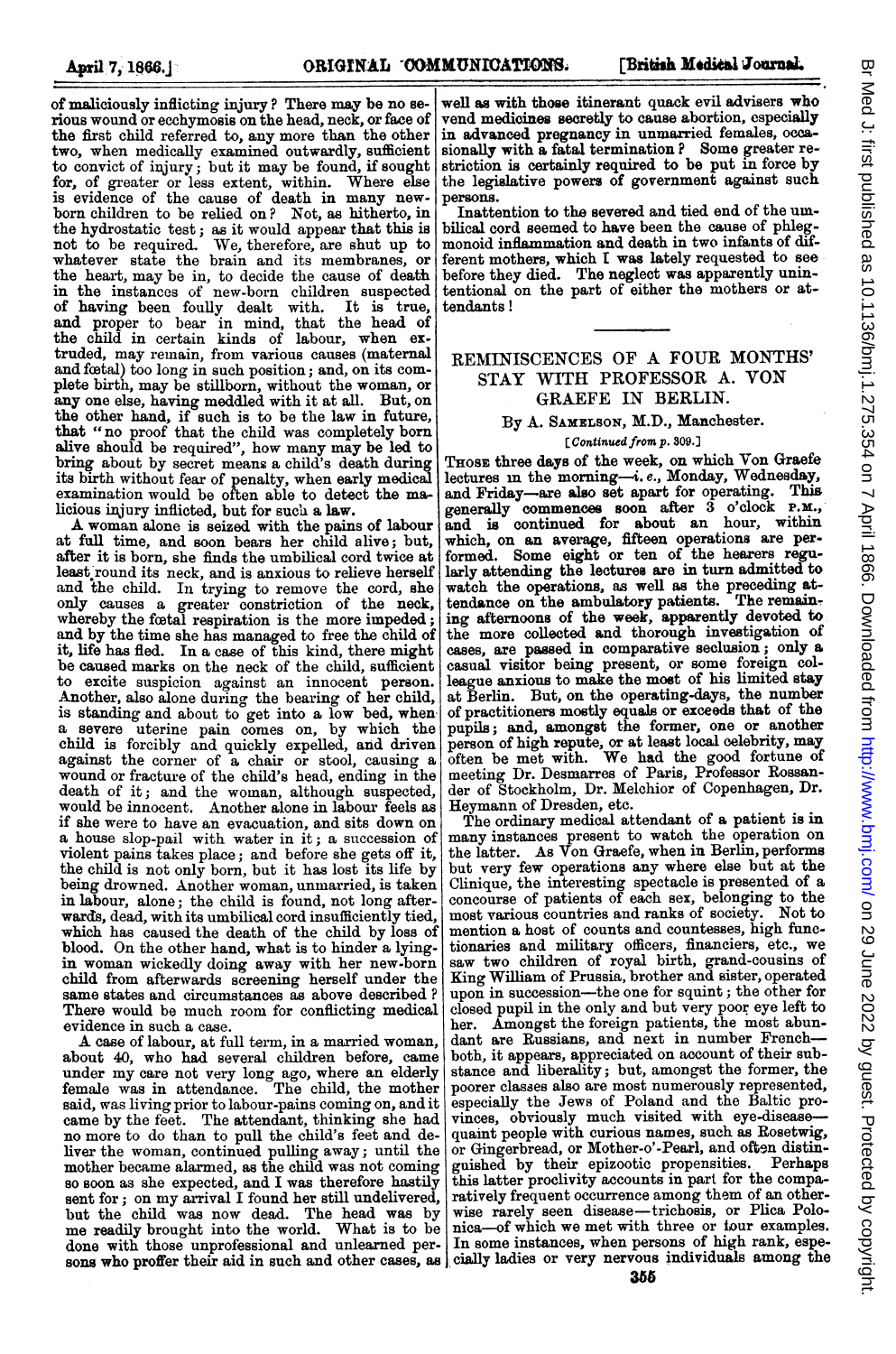of maliciously inflicting injury? There may be no serious wound or ecchymosis on the head, neck, or face of the first child referred to, any more than the other two, when medically examined outwardly, sufficient to convict of injury; but it may be found, if sought for, of greater or less extent, within. Where else is evidence of the cause of death in many new-born children to be relied on? Not, as hitherto, in the hydrostatic test; as it would appear that this is not to be required. We, therefore, are shut up to whatever state the brain and its membranes, or the heart, may be in, to decide the cause of death in the instances of new-born children suspected of having been foully dealt with. It is true, and proper to bear in mind, that the head of the child in certain kinds of labour, when extruded, may remain, from various causes (maternal and fœtal) too long in such position; and, on its complete birth, may be stillborn, without the woman, or any one else, having meddled with it at all. But, on the other hand, if such is to be the law in future, that "no proof that the child was completely born alive should be required", how many may be led to bring about by secret means a child's death during its birth without fear of penalty, when early medical examination would be often able to detect the malicious injury inflicted, but for such a law.

A woman alone is seized with the pains of labour at full time, and soon bears her child alive; but, after it is born, she finds the umbilical cord twice at least round its neck, and is anxious to relieve herself and the child. In trying to remove the cord, she only causes a greater constriction of the neck, whereby the fœtal respiration is the more impeded; and by the time she has managed to free the child of it, life has fled. In a case of this kind, there might be caused marks on the neck of the child, sufficient to excite suspicion against an innocent person. Another, also alone during the bearing of her child, is standing and about to get into a low bed, when a severe uterine pain comes on, by which the child is forcibly and quickly expelled, and driven against the corner of a chair or stool, causing a wound or fracture of the child's head, ending in the death of it; and the woman, although suspected, would be innocent. Another alone in labour feels as if she were to have an evacuation, and sits down on a house slop-pail with water in it; a succession of violent pains takes place; and before she gets off it, the child is not only born, but it has lost its life by being drowned. Another woman, unmarried, is taken in labour, alone; the child is found, not long afterwards, dead, with its umbilical cord insufficiently tied, which has caused the death of the child by loss of blood. On the other hand, what is to hinder a lying-in woman wickedly doing away with her new-born child from afterwards screening herself under the same states and circumstances as above described? There would be much room for conflicting medical evidence in such a case.

A case of labour, at full term, in a married woman, about 40, who had several children before, came under my care not very long ago, where an elderly female was in attendance. The child, the mother said, was living prior to labour-pains coming on, and it came by the feet. The attendant, thinking she had no more to do than to pull the child's feet and deliver the woman, continued pulling away; until the mother became alarmed, as the child was not coming so soon as she expected, and I was therefore hastily sent for; on my arrival I found her still undelivered, but the child was now dead. The head was by me readily brought into the world. What is to be done with those unprofessional and unlearned persons who proffer their aid in such and other cases, as well as with those itinerant quack evil advisers who vend medicines secretly to cause abortion, especially in advanced pregnancy in unmarried females, occasionally with a fatal termination? Some greater restriction is certainly required to be put in force by the legislative powers of government against such persons.

Inattention to the severed and tied end of the umbilical cord seemed to have been the cause of phlegmonoid inflammation and death in two infants of different mothers, which I was lately requested to see before they died. The neglect was apparently unintentional on the part of either the mothers or attendants!

## REMINISCENCES OF A FOUR MONTHS' STAY WITH PROFESSOR A. VON GRAEFE IN BERLIN.

By A. Samelson, M.D., Manchester.

*[Continued from p. 309.]*

Those three days of the week, on which Von Graefe lectures in the morning—*i.e.*, Monday, Wednesday, and Friday—are also set apart for operating. This generally commences soon after 3 o'clock P.M., and is continued for about an hour, within which, on an average, fifteen operations are performed. Some eight or ten of the hearers regularly attending the lectures are in turn admitted to watch the operations, as well as the preceding attendance on the ambulatory patients. The remaining afternoons of the week, apparently devoted to the more collected and thorough investigation of cases, are passed in comparative seclusion; only a casual visitor being present, or some foreign colleague anxious to make the most of his limited stay at Berlin. But, on the operating-days, the number of practitioners mostly equals or exceeds that of the pupils; and, amongst the former, one or another person of high repute, or at least local celebrity, may often be met with. We had the good fortune of meeting Dr. Desmarres of Paris, Professor Rossander of Stockholm, Dr. Melchior of Copenhagen, Dr. Heymann of Dresden, etc.

The ordinary medical attendant of a patient is in many instances present to watch the operation on the latter. As Von Graefe, when in Berlin, performs but very few operations any where else but at the Clinique, the interesting spectacle is presented of a concourse of patients of each sex, belonging to the most various countries and ranks of society. Not to mention a host of counts and countesses, high functionaries and military officers, financiers, etc., we saw two children of royal birth, grand-cousins of King William of Prussia, brother and sister, operated upon in succession—the one for squint; the other for closed pupil in the only and but very poor eye left to her. Amongst the foreign patients, the most abundant are Russians, and next in number French—both, it appears, appreciated on account of their substance and liberality; but, amongst the former, the poorer classes also are most numerously represented, especially the Jews of Poland and the Baltic provinces, obviously much visited with eye-disease—quaint people with curious names, such as Rosetwig, or Gingerbread, or Mother-o'-Pearl, and often distinguished by their epizootic propensities. Perhaps this latter proclivity accounts in part for the comparatively frequent occurrence among them of an otherwise rarely seen disease—trichosis, or Plica Polonica—of which we met with three or four examples. In some instances, when persons of high rank, especially ladies or very nervous individuals among the